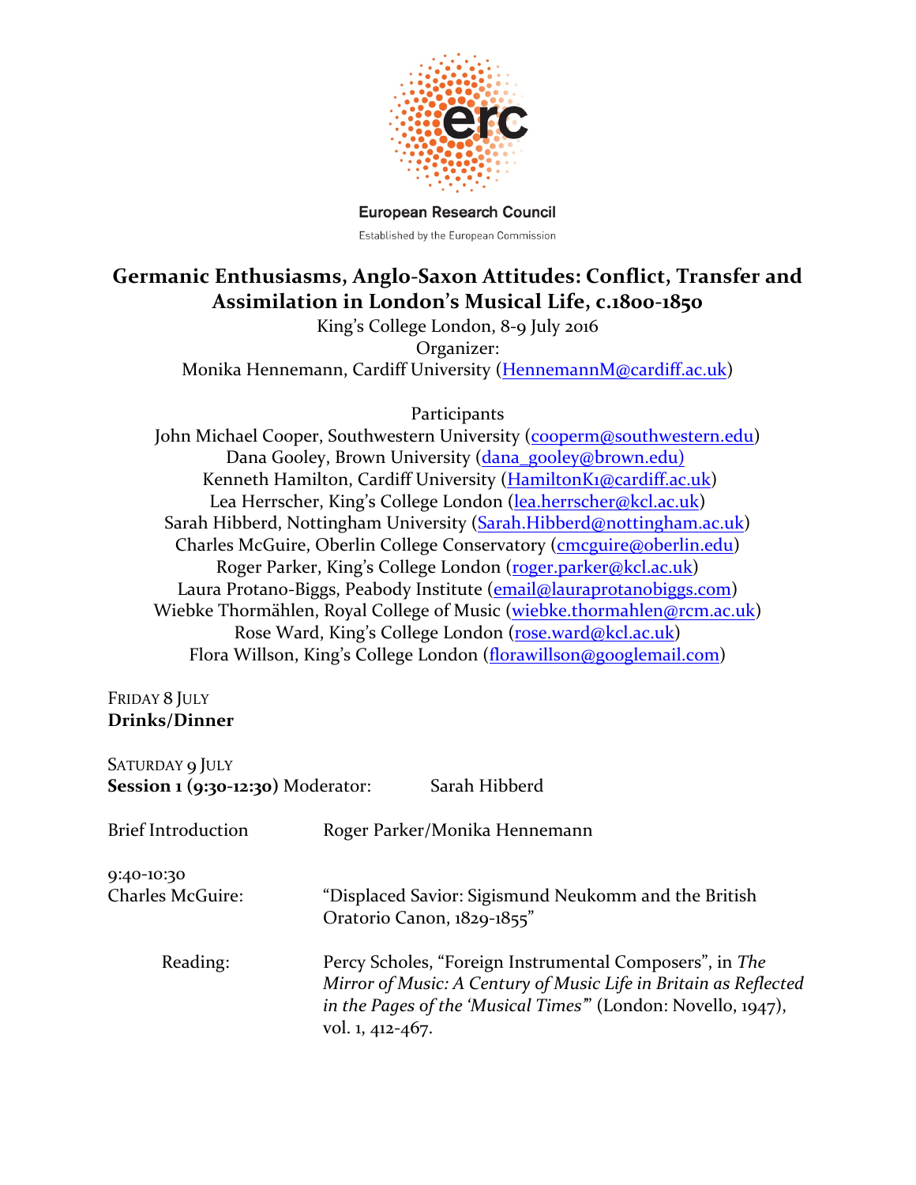European Research Council

Established by the European Commission

# Germanic Enthusiasms, Anglo-Saxon Attitudes: Conflict, Transfer and Assimilation in London's Musical Life, c.1800-1850

King's College London, 8-9 July 2016

Organizer:

Monika Hennemann, Cardiff University (HennemannM@cardiff.ac.uk)

Participants

John Michael Cooper, Southwestern University (cooperm@southwestern.edu)
Dana Gooley, Brown University (dana_gooley@brown.edu)
Kenneth Hamilton, Cardiff University (HamiltonK1@cardiff.ac.uk)
Lea Herrscher, King's College London (lea.herrscher@kcl.ac.uk)
Sarah Hibberd, Nottingham University (Sarah.Hibberd@nottingham.ac.uk)
Charles McGuire, Oberlin College Conservatory (cmcguire@oberlin.edu)
Roger Parker, King's College London (roger.parker@kcl.ac.uk)
Laura Protano-Biggs, Peabody Institute (email@lauraprotanobiggs.com)
Wiebke Thormählen, Royal College of Music (wiebke.thormahlen@rcm.ac.uk)
Rose Ward, King's College London (rose.ward@kcl.ac.uk)
Flora Willson, King's College London (florawillson@googlemail.com)

FRIDAY 8 JULY
**Drinks/Dinner**

SATURDAY 9 JULY
**Session 1 (9:30-12:30)** Moderator: Sarah Hibberd

Brief Introduction: Roger Parker/Monika Hennemann

9:40-10:30
Charles McGuire: "Displaced Savior: Sigismund Neukomm and the British Oratorio Canon, 1829-1855"

Reading: Percy Scholes, "Foreign Instrumental Composers", in *The Mirror of Music: A Century of Music Life in Britain as Reflected in the Pages of the 'Musical Times'*" (London: Novello, 1947), vol. 1, 412-467.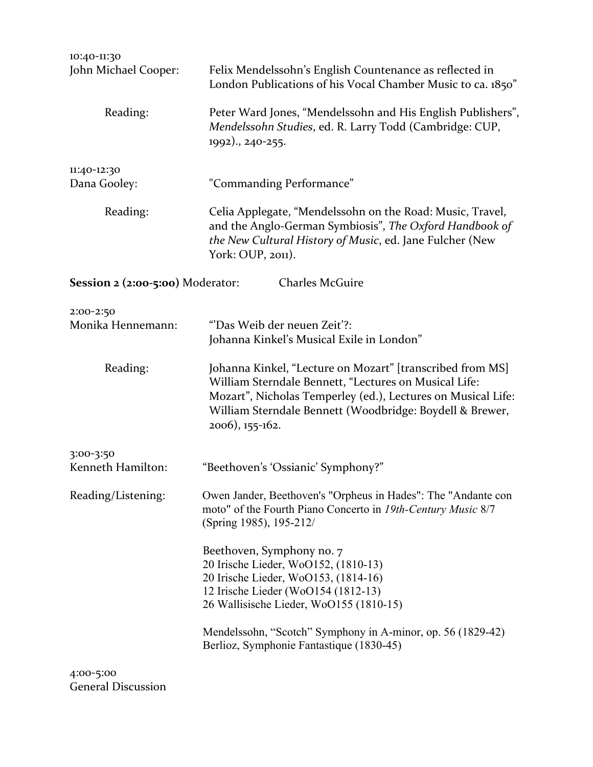10:40-11:30

John Michael Cooper: Felix Mendelssohn's English Countenance as reflected in London Publications of his Vocal Chamber Music to ca. 1850"

Reading: Peter Ward Jones, "Mendelssohn and His English Publishers", *Mendelssohn Studies*, ed. R. Larry Todd (Cambridge: CUP, 1992)., 240-255.

11:40-12:30

Dana Gooley: "Commanding Performance"

Reading: Celia Applegate, "Mendelssohn on the Road: Music, Travel, and the Anglo-German Symbiosis", *The Oxford Handbook of the New Cultural History of Music*, ed. Jane Fulcher (New York: OUP, 2011).

**Session 2 (2:00-5:00)** Moderator: Charles McGuire

2:00-2:50

Monika Hennemann: "'Das Weib der neuen Zeit'?: Johanna Kinkel's Musical Exile in London"

Reading: Johanna Kinkel, "Lecture on Mozart" [transcribed from MS] William Sterndale Bennett, "Lectures on Musical Life: Mozart", Nicholas Temperley (ed.), Lectures on Musical Life: William Sterndale Bennett (Woodbridge: Boydell & Brewer, 2006), 155-162.

3:00-3:50

Kenneth Hamilton: "Beethoven's 'Ossianic' Symphony?"

Reading/Listening: Owen Jander, Beethoven's "Orpheus in Hades": The "Andante con moto" of the Fourth Piano Concerto in *19th-Century Music* 8/7 (Spring 1985), 195-212/

Beethoven, Symphony no. 7
20 Irische Lieder, WoO152, (1810-13)
20 Irische Lieder, WoO153, (1814-16)
12 Irische Lieder (WoO154 (1812-13)
26 Wallisische Lieder, WoO155 (1810-15)

Mendelssohn, "Scotch" Symphony in A-minor, op. 56 (1829-42)
Berlioz, Symphonie Fantastique (1830-45)

4:00-5:00

General Discussion